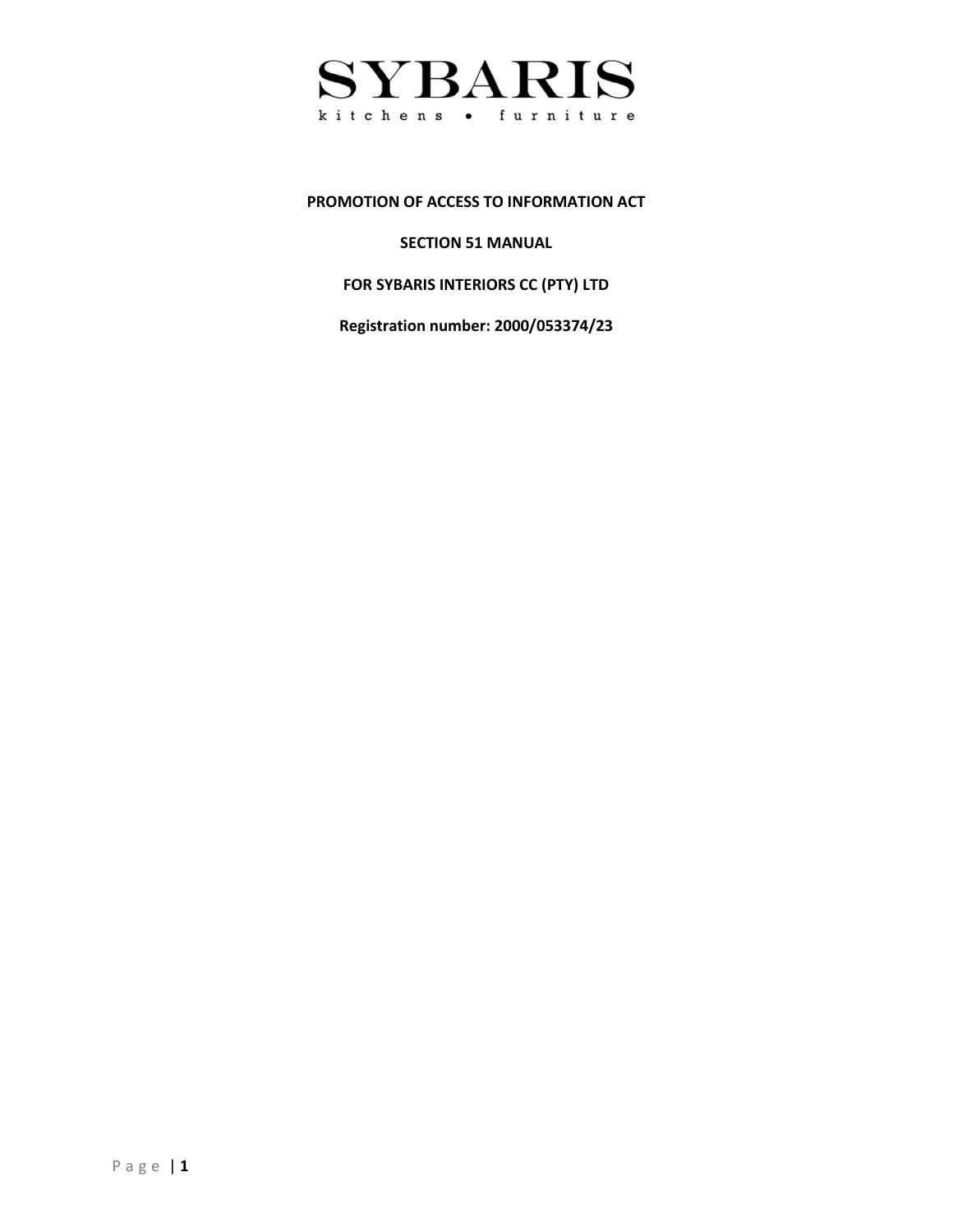SYBARIS

kitchens • furniture

**PROMOTION OF ACCESS TO INFORMATION ACT**

**SECTION 51 MANUAL**

**FOR SYBARIS INTERIORS CC (PTY) LTD**

**Registration number: 2000/053374/23**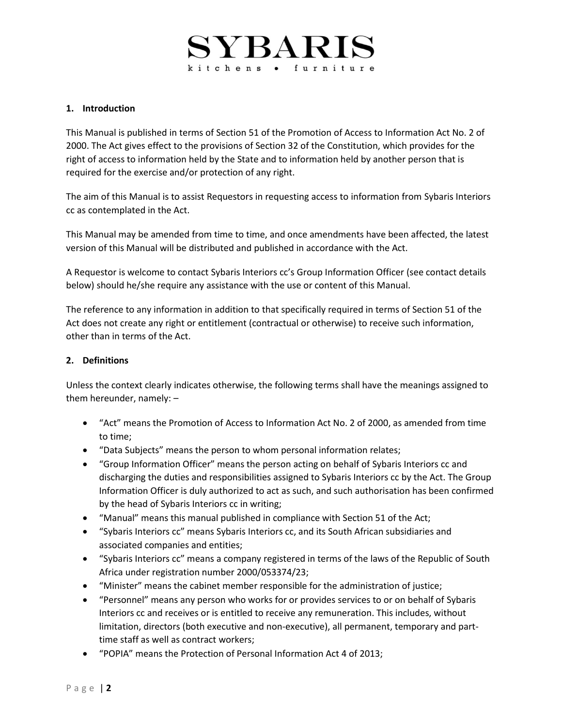SYBARIS

kitchens • furniture

## 1. Introduction

This Manual is published in terms of Section 51 of the Promotion of Access to Information Act No. 2 of 2000. The Act gives effect to the provisions of Section 32 of the Constitution, which provides for the right of access to information held by the State and to information held by another person that is required for the exercise and/or protection of any right.

The aim of this Manual is to assist Requestors in requesting access to information from Sybaris Interiors cc as contemplated in the Act.

This Manual may be amended from time to time, and once amendments have been affected, the latest version of this Manual will be distributed and published in accordance with the Act.

A Requestor is welcome to contact Sybaris Interiors cc's Group Information Officer (see contact details below) should he/she require any assistance with the use or content of this Manual.

The reference to any information in addition to that specifically required in terms of Section 51 of the Act does not create any right or entitlement (contractual or otherwise) to receive such information, other than in terms of the Act.

## 2. Definitions

Unless the context clearly indicates otherwise, the following terms shall have the meanings assigned to them hereunder, namely: –

- "Act" means the Promotion of Access to Information Act No. 2 of 2000, as amended from time to time;
- "Data Subjects" means the person to whom personal information relates;
- "Group Information Officer" means the person acting on behalf of Sybaris Interiors cc and discharging the duties and responsibilities assigned to Sybaris Interiors cc by the Act. The Group Information Officer is duly authorized to act as such, and such authorisation has been confirmed by the head of Sybaris Interiors cc in writing;
- "Manual" means this manual published in compliance with Section 51 of the Act;
- "Sybaris Interiors cc" means Sybaris Interiors cc, and its South African subsidiaries and associated companies and entities;
- "Sybaris Interiors cc" means a company registered in terms of the laws of the Republic of South Africa under registration number 2000/053374/23;
- "Minister" means the cabinet member responsible for the administration of justice;
- "Personnel" means any person who works for or provides services to or on behalf of Sybaris Interiors cc and receives or is entitled to receive any remuneration. This includes, without limitation, directors (both executive and non-executive), all permanent, temporary and part-time staff as well as contract workers;
- "POPIA" means the Protection of Personal Information Act 4 of 2013;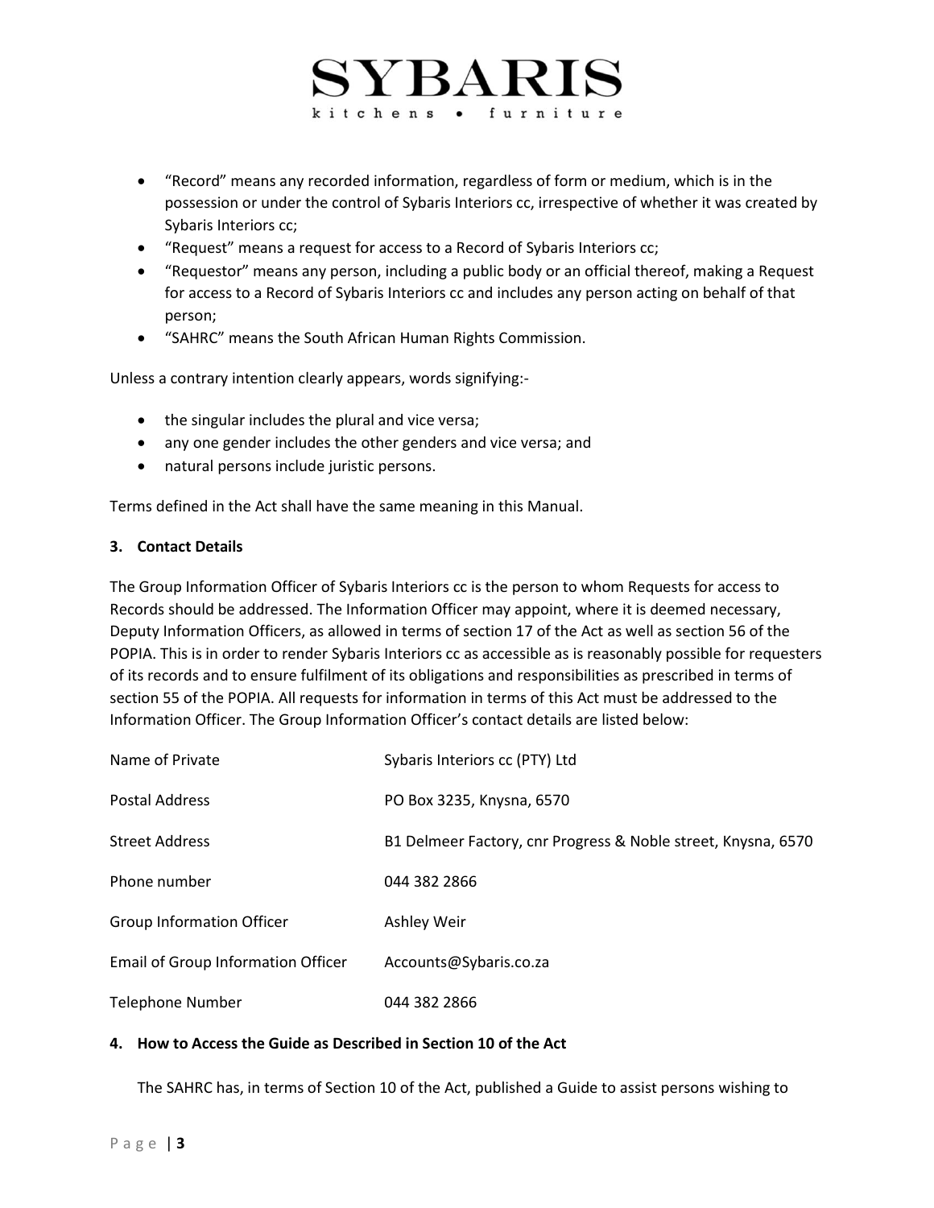- “Record” means any recorded information, regardless of form or medium, which is in the possession or under the control of Sybaris Interiors cc, irrespective of whether it was created by Sybaris Interiors cc;
- “Request” means a request for access to a Record of Sybaris Interiors cc;
- “Requestor” means any person, including a public body or an official thereof, making a Request for access to a Record of Sybaris Interiors cc and includes any person acting on behalf of that person;
- “SAHRC” means the South African Human Rights Commission.

Unless a contrary intention clearly appears, words signifying:-

- the singular includes the plural and vice versa;
- any one gender includes the other genders and vice versa; and
- natural persons include juristic persons.

Terms defined in the Act shall have the same meaning in this Manual.

**3. Contact Details**

The Group Information Officer of Sybaris Interiors cc is the person to whom Requests for access to Records should be addressed. The Information Officer may appoint, where it is deemed necessary, Deputy Information Officers, as allowed in terms of section 17 of the Act as well as section 56 of the POPIA. This is in order to render Sybaris Interiors cc as accessible as is reasonably possible for requesters of its records and to ensure fulfilment of its obligations and responsibilities as prescribed in terms of section 55 of the POPIA. All requests for information in terms of this Act must be addressed to the Information Officer. The Group Information Officer’s contact details are listed below:

| | |
|---|---|
| Name of Private | Sybaris Interiors cc (PTY) Ltd |
| Postal Address | PO Box 3235, Knysna, 6570 |
| Street Address | B1 Delmeer Factory, cnr Progress & Noble street, Knysna, 6570 |
| Phone number | 044 382 2866 |
| Group Information Officer | Ashley Weir |
| Email of Group Information Officer | Accounts@Sybaris.co.za |
| Telephone Number | 044 382 2866 |

**4. How to Access the Guide as Described in Section 10 of the Act**

The SAHRC has, in terms of Section 10 of the Act, published a Guide to assist persons wishing to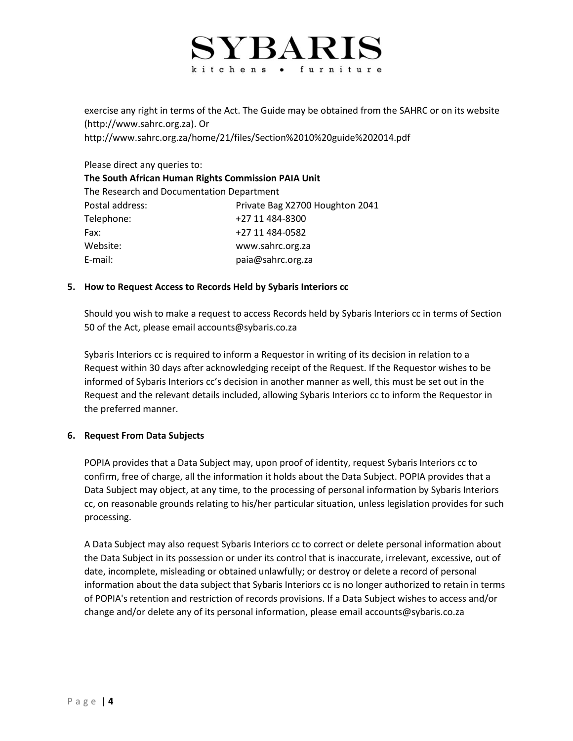exercise any right in terms of the Act. The Guide may be obtained from the SAHRC or on its website (http://www.sahrc.org.za). Or
http://www.sahrc.org.za/home/21/files/Section%2010%20guide%202014.pdf

Please direct any queries to:
**The South African Human Rights Commission PAIA Unit**
The Research and Documentation Department

| | |
|---|---|
| Postal address: | Private Bag X2700 Houghton 2041 |
| Telephone: | +27 11 484-8300 |
| Fax: | +27 11 484-0582 |
| Website: | www.sahrc.org.za |
| E-mail: | paia@sahrc.org.za |

## 5. How to Request Access to Records Held by Sybaris Interiors cc

Should you wish to make a request to access Records held by Sybaris Interiors cc in terms of Section 50 of the Act, please email accounts@sybaris.co.za

Sybaris Interiors cc is required to inform a Requestor in writing of its decision in relation to a Request within 30 days after acknowledging receipt of the Request. If the Requestor wishes to be informed of Sybaris Interiors cc's decision in another manner as well, this must be set out in the Request and the relevant details included, allowing Sybaris Interiors cc to inform the Requestor in the preferred manner.

## 6. Request From Data Subjects

POPIA provides that a Data Subject may, upon proof of identity, request Sybaris Interiors cc to confirm, free of charge, all the information it holds about the Data Subject. POPIA provides that a Data Subject may object, at any time, to the processing of personal information by Sybaris Interiors cc, on reasonable grounds relating to his/her particular situation, unless legislation provides for such processing.

A Data Subject may also request Sybaris Interiors cc to correct or delete personal information about the Data Subject in its possession or under its control that is inaccurate, irrelevant, excessive, out of date, incomplete, misleading or obtained unlawfully; or destroy or delete a record of personal information about the data subject that Sybaris Interiors cc is no longer authorized to retain in terms of POPIA's retention and restriction of records provisions. If a Data Subject wishes to access and/or change and/or delete any of its personal information, please email accounts@sybaris.co.za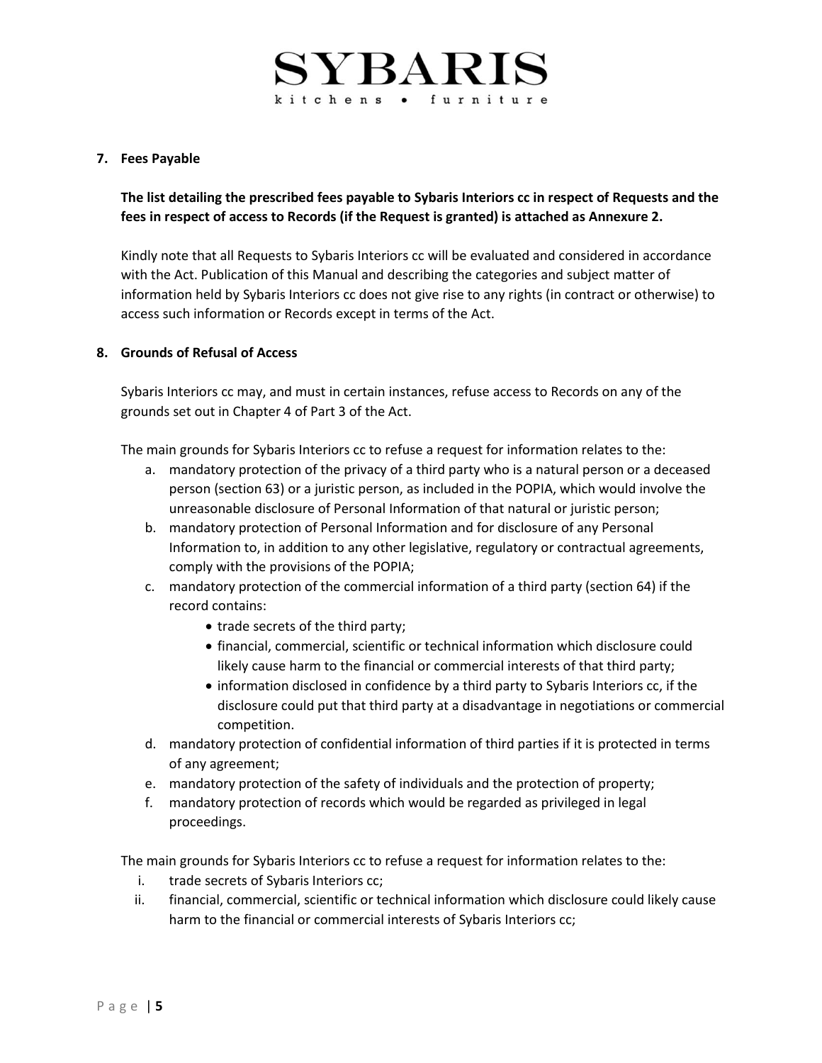## 7. Fees Payable

**The list detailing the prescribed fees payable to Sybaris Interiors cc in respect of Requests and the fees in respect of access to Records (if the Request is granted) is attached as Annexure 2.**

Kindly note that all Requests to Sybaris Interiors cc will be evaluated and considered in accordance with the Act. Publication of this Manual and describing the categories and subject matter of information held by Sybaris Interiors cc does not give rise to any rights (in contract or otherwise) to access such information or Records except in terms of the Act.

## 8. Grounds of Refusal of Access

Sybaris Interiors cc may, and must in certain instances, refuse access to Records on any of the grounds set out in Chapter 4 of Part 3 of the Act.

The main grounds for Sybaris Interiors cc to refuse a request for information relates to the:

a. mandatory protection of the privacy of a third party who is a natural person or a deceased person (section 63) or a juristic person, as included in the POPIA, which would involve the unreasonable disclosure of Personal Information of that natural or juristic person;
b. mandatory protection of Personal Information and for disclosure of any Personal Information to, in addition to any other legislative, regulatory or contractual agreements, comply with the provisions of the POPIA;
c. mandatory protection of the commercial information of a third party (section 64) if the record contains:
    - trade secrets of the third party;
    - financial, commercial, scientific or technical information which disclosure could likely cause harm to the financial or commercial interests of that third party;
    - information disclosed in confidence by a third party to Sybaris Interiors cc, if the disclosure could put that third party at a disadvantage in negotiations or commercial competition.
d. mandatory protection of confidential information of third parties if it is protected in terms of any agreement;
e. mandatory protection of the safety of individuals and the protection of property;
f. mandatory protection of records which would be regarded as privileged in legal proceedings.

The main grounds for Sybaris Interiors cc to refuse a request for information relates to the:

i. trade secrets of Sybaris Interiors cc;
ii. financial, commercial, scientific or technical information which disclosure could likely cause harm to the financial or commercial interests of Sybaris Interiors cc;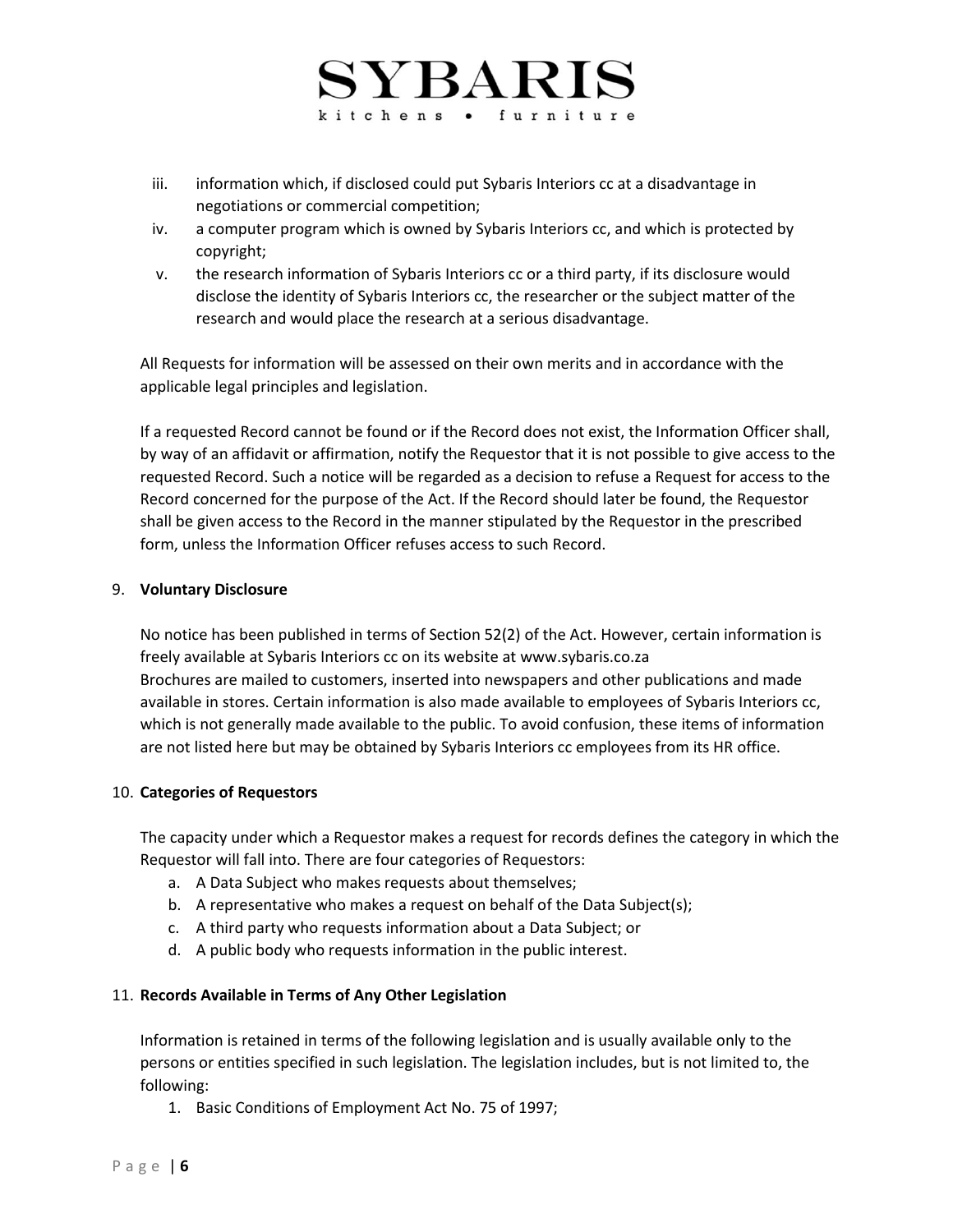iii. information which, if disclosed could put Sybaris Interiors cc at a disadvantage in negotiations or commercial competition;

iv. a computer program which is owned by Sybaris Interiors cc, and which is protected by copyright;

v. the research information of Sybaris Interiors cc or a third party, if its disclosure would disclose the identity of Sybaris Interiors cc, the researcher or the subject matter of the research and would place the research at a serious disadvantage.

All Requests for information will be assessed on their own merits and in accordance with the applicable legal principles and legislation.

If a requested Record cannot be found or if the Record does not exist, the Information Officer shall, by way of an affidavit or affirmation, notify the Requestor that it is not possible to give access to the requested Record. Such a notice will be regarded as a decision to refuse a Request for access to the Record concerned for the purpose of the Act. If the Record should later be found, the Requestor shall be given access to the Record in the manner stipulated by the Requestor in the prescribed form, unless the Information Officer refuses access to such Record.

## 9. Voluntary Disclosure

No notice has been published in terms of Section 52(2) of the Act. However, certain information is freely available at Sybaris Interiors cc on its website at www.sybaris.co.za
Brochures are mailed to customers, inserted into newspapers and other publications and made available in stores. Certain information is also made available to employees of Sybaris Interiors cc, which is not generally made available to the public. To avoid confusion, these items of information are not listed here but may be obtained by Sybaris Interiors cc employees from its HR office.

## 10. Categories of Requestors

The capacity under which a Requestor makes a request for records defines the category in which the Requestor will fall into. There are four categories of Requestors:

a. A Data Subject who makes requests about themselves;
b. A representative who makes a request on behalf of the Data Subject(s);
c. A third party who requests information about a Data Subject; or
d. A public body who requests information in the public interest.

## 11. Records Available in Terms of Any Other Legislation

Information is retained in terms of the following legislation and is usually available only to the persons or entities specified in such legislation. The legislation includes, but is not limited to, the following:

1. Basic Conditions of Employment Act No. 75 of 1997;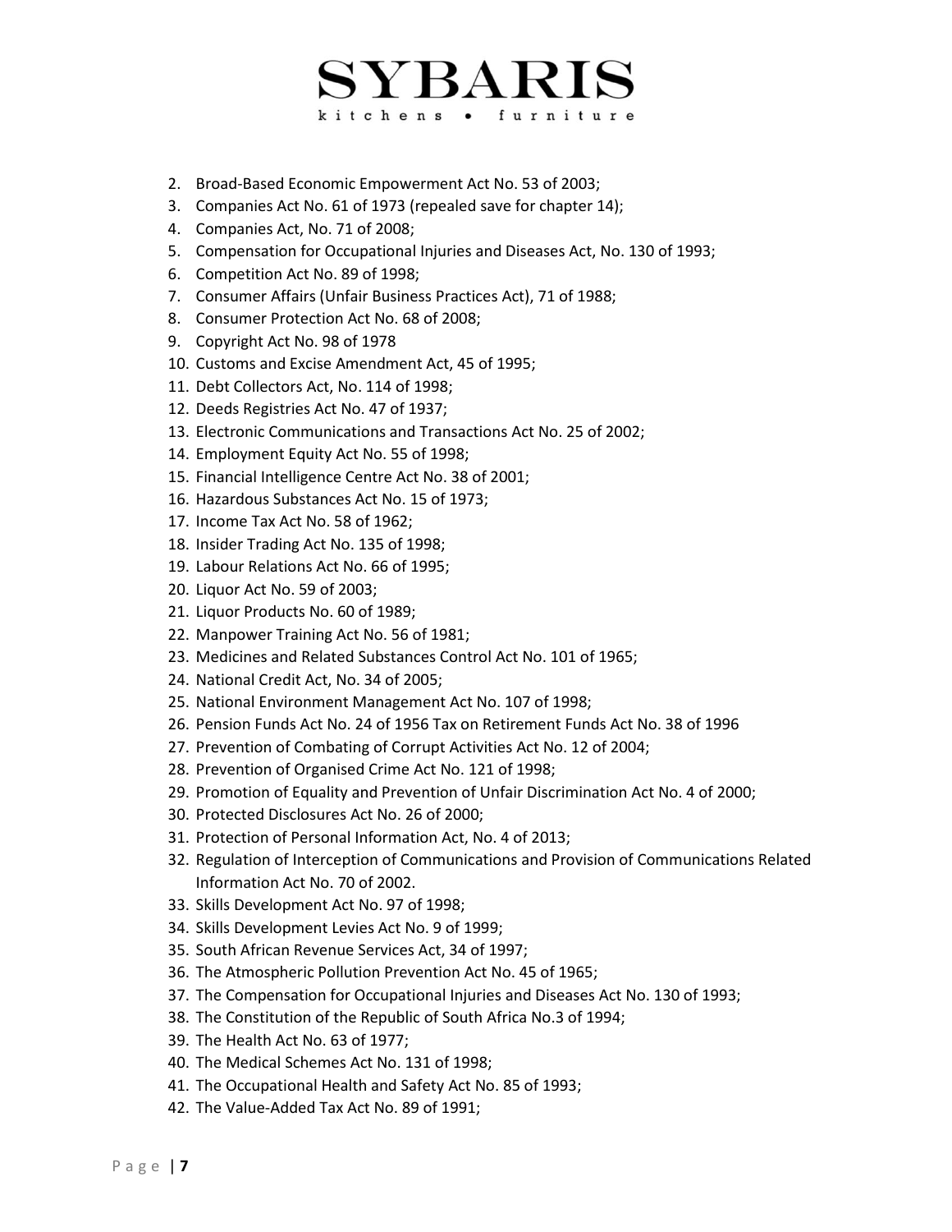2. Broad-Based Economic Empowerment Act No. 53 of 2003;
3. Companies Act No. 61 of 1973 (repealed save for chapter 14);
4. Companies Act, No. 71 of 2008;
5. Compensation for Occupational Injuries and Diseases Act, No. 130 of 1993;
6. Competition Act No. 89 of 1998;
7. Consumer Affairs (Unfair Business Practices Act), 71 of 1988;
8. Consumer Protection Act No. 68 of 2008;
9. Copyright Act No. 98 of 1978
10. Customs and Excise Amendment Act, 45 of 1995;
11. Debt Collectors Act, No. 114 of 1998;
12. Deeds Registries Act No. 47 of 1937;
13. Electronic Communications and Transactions Act No. 25 of 2002;
14. Employment Equity Act No. 55 of 1998;
15. Financial Intelligence Centre Act No. 38 of 2001;
16. Hazardous Substances Act No. 15 of 1973;
17. Income Tax Act No. 58 of 1962;
18. Insider Trading Act No. 135 of 1998;
19. Labour Relations Act No. 66 of 1995;
20. Liquor Act No. 59 of 2003;
21. Liquor Products No. 60 of 1989;
22. Manpower Training Act No. 56 of 1981;
23. Medicines and Related Substances Control Act No. 101 of 1965;
24. National Credit Act, No. 34 of 2005;
25. National Environment Management Act No. 107 of 1998;
26. Pension Funds Act No. 24 of 1956 Tax on Retirement Funds Act No. 38 of 1996
27. Prevention of Combating of Corrupt Activities Act No. 12 of 2004;
28. Prevention of Organised Crime Act No. 121 of 1998;
29. Promotion of Equality and Prevention of Unfair Discrimination Act No. 4 of 2000;
30. Protected Disclosures Act No. 26 of 2000;
31. Protection of Personal Information Act, No. 4 of 2013;
32. Regulation of Interception of Communications and Provision of Communications Related Information Act No. 70 of 2002.
33. Skills Development Act No. 97 of 1998;
34. Skills Development Levies Act No. 9 of 1999;
35. South African Revenue Services Act, 34 of 1997;
36. The Atmospheric Pollution Prevention Act No. 45 of 1965;
37. The Compensation for Occupational Injuries and Diseases Act No. 130 of 1993;
38. The Constitution of the Republic of South Africa No.3 of 1994;
39. The Health Act No. 63 of 1977;
40. The Medical Schemes Act No. 131 of 1998;
41. The Occupational Health and Safety Act No. 85 of 1993;
42. The Value-Added Tax Act No. 89 of 1991;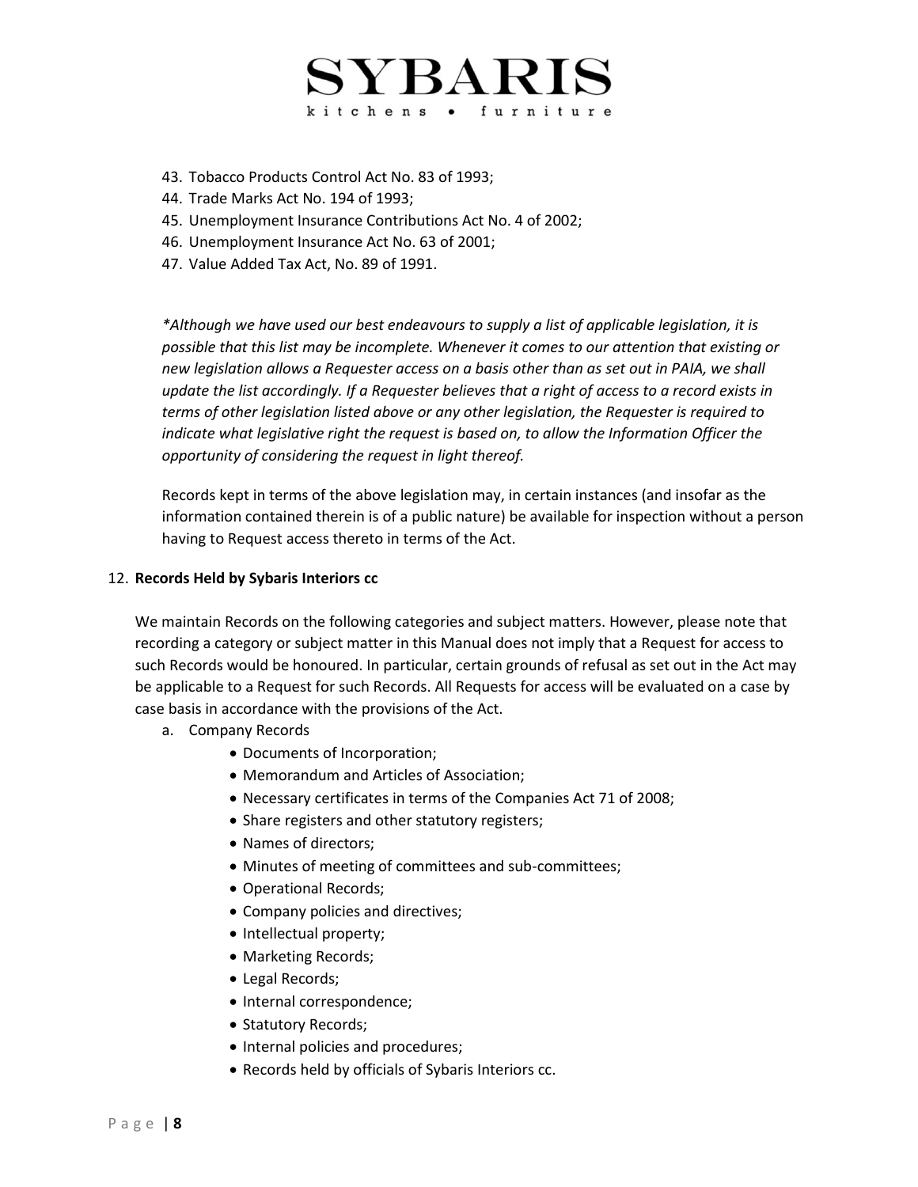43. Tobacco Products Control Act No. 83 of 1993;
44. Trade Marks Act No. 194 of 1993;
45. Unemployment Insurance Contributions Act No. 4 of 2002;
46. Unemployment Insurance Act No. 63 of 2001;
47. Value Added Tax Act, No. 89 of 1991.

*\*Although we have used our best endeavours to supply a list of applicable legislation, it is possible that this list may be incomplete. Whenever it comes to our attention that existing or new legislation allows a Requester access on a basis other than as set out in PAIA, we shall update the list accordingly. If a Requester believes that a right of access to a record exists in terms of other legislation listed above or any other legislation, the Requester is required to indicate what legislative right the request is based on, to allow the Information Officer the opportunity of considering the request in light thereof.*

Records kept in terms of the above legislation may, in certain instances (and insofar as the information contained therein is of a public nature) be available for inspection without a person having to Request access thereto in terms of the Act.

12. **Records Held by Sybaris Interiors cc**

We maintain Records on the following categories and subject matters. However, please note that recording a category or subject matter in this Manual does not imply that a Request for access to such Records would be honoured. In particular, certain grounds of refusal as set out in the Act may be applicable to a Request for such Records. All Requests for access will be evaluated on a case by case basis in accordance with the provisions of the Act.

a. Company Records
    - Documents of Incorporation;
    - Memorandum and Articles of Association;
    - Necessary certificates in terms of the Companies Act 71 of 2008;
    - Share registers and other statutory registers;
    - Names of directors;
    - Minutes of meeting of committees and sub-committees;
    - Operational Records;
    - Company policies and directives;
    - Intellectual property;
    - Marketing Records;
    - Legal Records;
    - Internal correspondence;
    - Statutory Records;
    - Internal policies and procedures;
    - Records held by officials of Sybaris Interiors cc.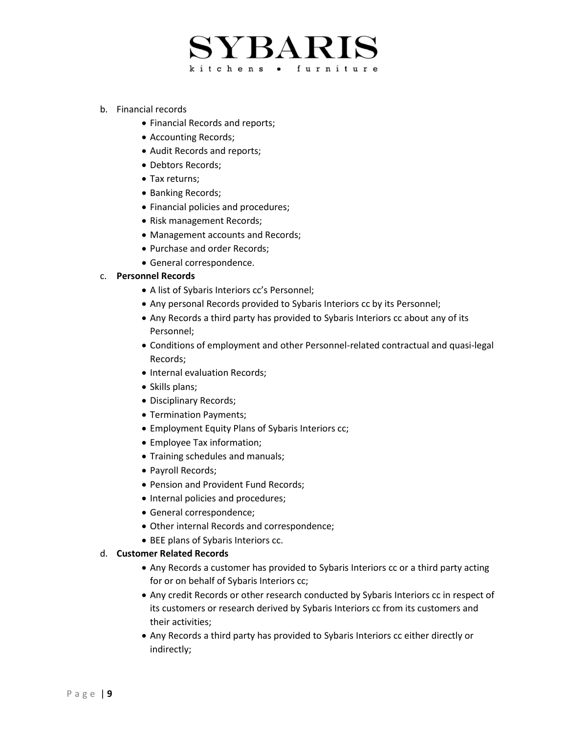b. Financial records
   - Financial Records and reports;
   - Accounting Records;
   - Audit Records and reports;
   - Debtors Records;
   - Tax returns;
   - Banking Records;
   - Financial policies and procedures;
   - Risk management Records;
   - Management accounts and Records;
   - Purchase and order Records;
   - General correspondence.

c. **Personnel Records**
   - A list of Sybaris Interiors cc's Personnel;
   - Any personal Records provided to Sybaris Interiors cc by its Personnel;
   - Any Records a third party has provided to Sybaris Interiors cc about any of its Personnel;
   - Conditions of employment and other Personnel-related contractual and quasi-legal Records;
   - Internal evaluation Records;
   - Skills plans;
   - Disciplinary Records;
   - Termination Payments;
   - Employment Equity Plans of Sybaris Interiors cc;
   - Employee Tax information;
   - Training schedules and manuals;
   - Payroll Records;
   - Pension and Provident Fund Records;
   - Internal policies and procedures;
   - General correspondence;
   - Other internal Records and correspondence;
   - BEE plans of Sybaris Interiors cc.

d. **Customer Related Records**
   - Any Records a customer has provided to Sybaris Interiors cc or a third party acting for or on behalf of Sybaris Interiors cc;
   - Any credit Records or other research conducted by Sybaris Interiors cc in respect of its customers or research derived by Sybaris Interiors cc from its customers and their activities;
   - Any Records a third party has provided to Sybaris Interiors cc either directly or indirectly;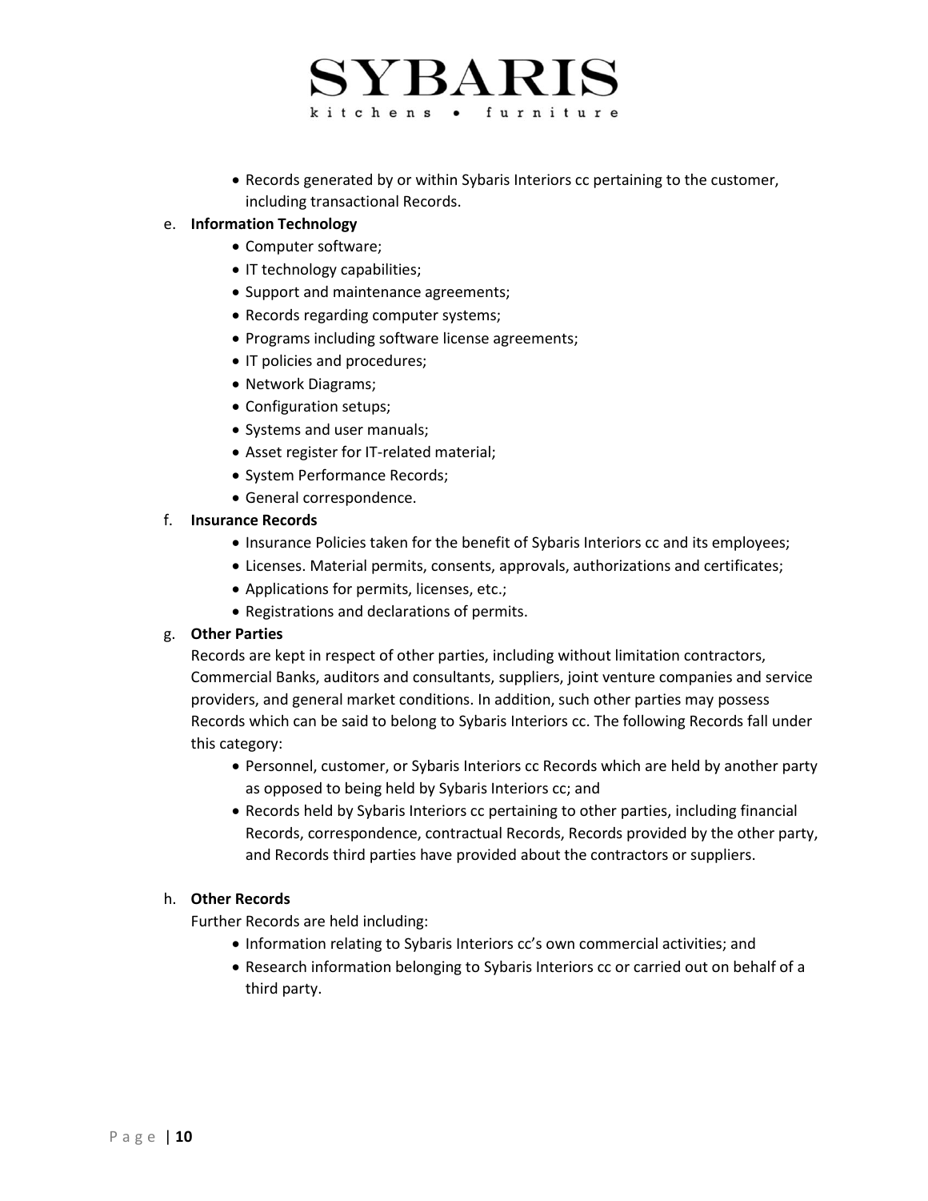- Records generated by or within Sybaris Interiors cc pertaining to the customer, including transactional Records.

e. **Information Technology**
   - Computer software;
   - IT technology capabilities;
   - Support and maintenance agreements;
   - Records regarding computer systems;
   - Programs including software license agreements;
   - IT policies and procedures;
   - Network Diagrams;
   - Configuration setups;
   - Systems and user manuals;
   - Asset register for IT-related material;
   - System Performance Records;
   - General correspondence.

f. **Insurance Records**
   - Insurance Policies taken for the benefit of Sybaris Interiors cc and its employees;
   - Licenses. Material permits, consents, approvals, authorizations and certificates;
   - Applications for permits, licenses, etc.;
   - Registrations and declarations of permits.

g. **Other Parties**

   Records are kept in respect of other parties, including without limitation contractors, Commercial Banks, auditors and consultants, suppliers, joint venture companies and service providers, and general market conditions. In addition, such other parties may possess Records which can be said to belong to Sybaris Interiors cc. The following Records fall under this category:
   - Personnel, customer, or Sybaris Interiors cc Records which are held by another party as opposed to being held by Sybaris Interiors cc; and
   - Records held by Sybaris Interiors cc pertaining to other parties, including financial Records, correspondence, contractual Records, Records provided by the other party, and Records third parties have provided about the contractors or suppliers.

h. **Other Records**

   Further Records are held including:
   - Information relating to Sybaris Interiors cc's own commercial activities; and
   - Research information belonging to Sybaris Interiors cc or carried out on behalf of a third party.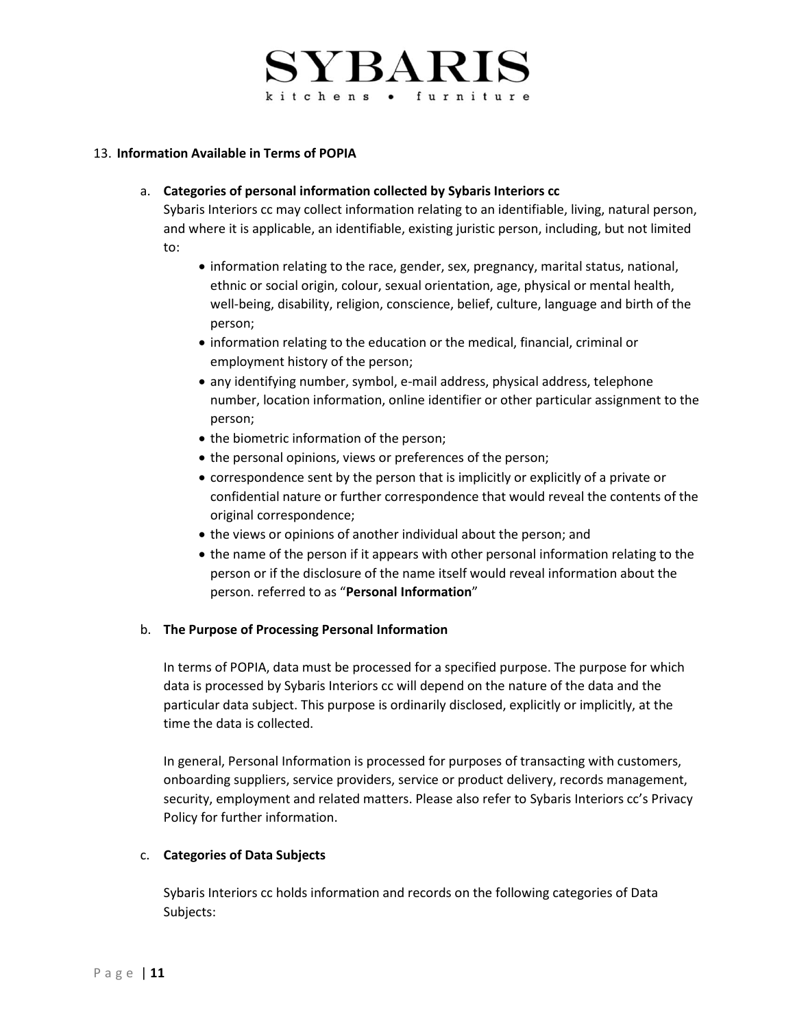## 13. Information Available in Terms of POPIA

### a. Categories of personal information collected by Sybaris Interiors cc

Sybaris Interiors cc may collect information relating to an identifiable, living, natural person, and where it is applicable, an identifiable, existing juristic person, including, but not limited to:

- information relating to the race, gender, sex, pregnancy, marital status, national, ethnic or social origin, colour, sexual orientation, age, physical or mental health, well-being, disability, religion, conscience, belief, culture, language and birth of the person;
- information relating to the education or the medical, financial, criminal or employment history of the person;
- any identifying number, symbol, e-mail address, physical address, telephone number, location information, online identifier or other particular assignment to the person;
- the biometric information of the person;
- the personal opinions, views or preferences of the person;
- correspondence sent by the person that is implicitly or explicitly of a private or confidential nature or further correspondence that would reveal the contents of the original correspondence;
- the views or opinions of another individual about the person; and
- the name of the person if it appears with other personal information relating to the person or if the disclosure of the name itself would reveal information about the person. referred to as "**Personal Information**"

### b. The Purpose of Processing Personal Information

In terms of POPIA, data must be processed for a specified purpose. The purpose for which data is processed by Sybaris Interiors cc will depend on the nature of the data and the particular data subject. This purpose is ordinarily disclosed, explicitly or implicitly, at the time the data is collected.

In general, Personal Information is processed for purposes of transacting with customers, onboarding suppliers, service providers, service or product delivery, records management, security, employment and related matters. Please also refer to Sybaris Interiors cc's Privacy Policy for further information.

### c. Categories of Data Subjects

Sybaris Interiors cc holds information and records on the following categories of Data Subjects: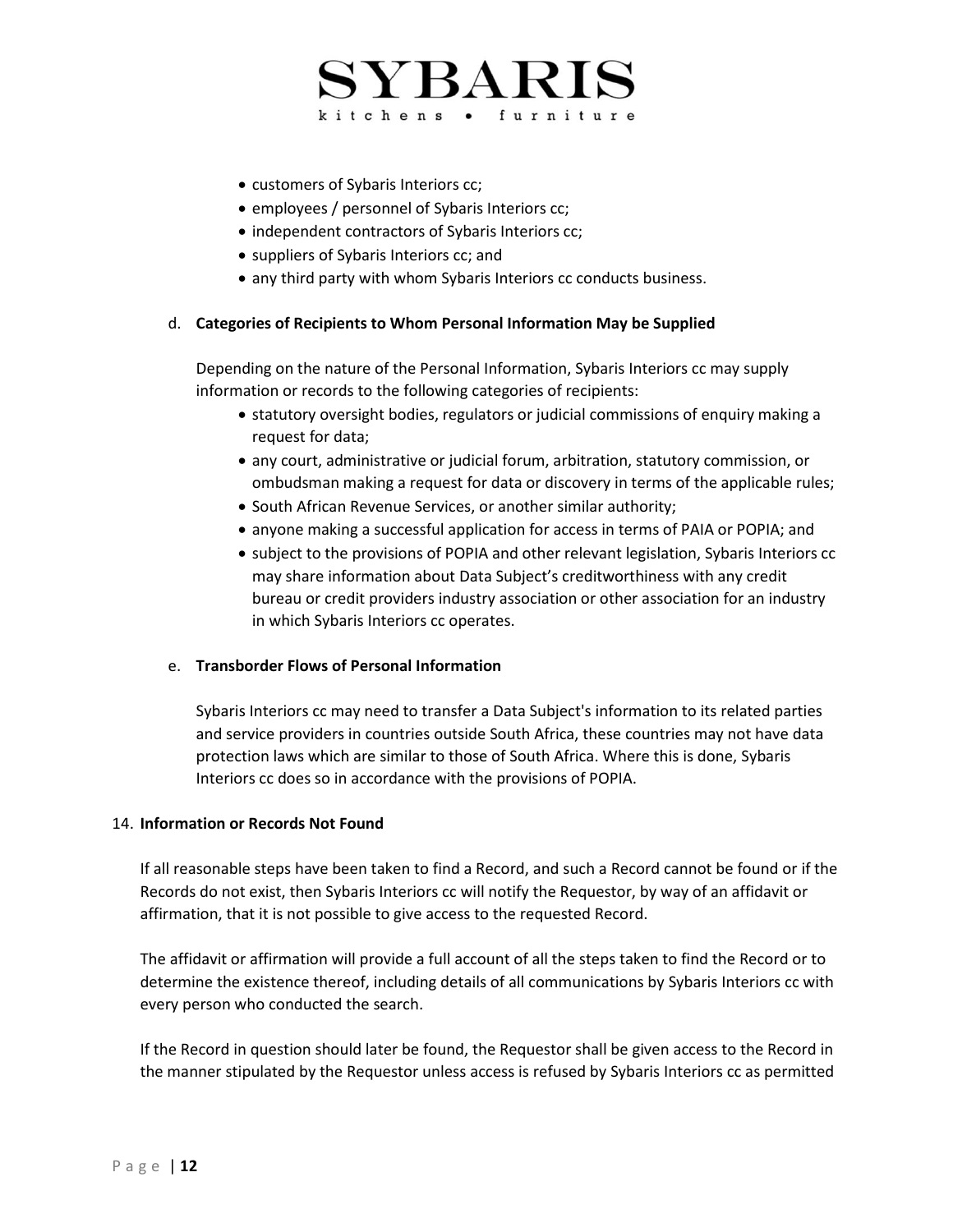- customers of Sybaris Interiors cc;
- employees / personnel of Sybaris Interiors cc;
- independent contractors of Sybaris Interiors cc;
- suppliers of Sybaris Interiors cc; and
- any third party with whom Sybaris Interiors cc conducts business.

d. **Categories of Recipients to Whom Personal Information May be Supplied**

Depending on the nature of the Personal Information, Sybaris Interiors cc may supply information or records to the following categories of recipients:

- statutory oversight bodies, regulators or judicial commissions of enquiry making a request for data;
- any court, administrative or judicial forum, arbitration, statutory commission, or ombudsman making a request for data or discovery in terms of the applicable rules;
- South African Revenue Services, or another similar authority;
- anyone making a successful application for access in terms of PAIA or POPIA; and
- subject to the provisions of POPIA and other relevant legislation, Sybaris Interiors cc may share information about Data Subject's creditworthiness with any credit bureau or credit providers industry association or other association for an industry in which Sybaris Interiors cc operates.

e. **Transborder Flows of Personal Information**

Sybaris Interiors cc may need to transfer a Data Subject's information to its related parties and service providers in countries outside South Africa, these countries may not have data protection laws which are similar to those of South Africa. Where this is done, Sybaris Interiors cc does so in accordance with the provisions of POPIA.

14. **Information or Records Not Found**

If all reasonable steps have been taken to find a Record, and such a Record cannot be found or if the Records do not exist, then Sybaris Interiors cc will notify the Requestor, by way of an affidavit or affirmation, that it is not possible to give access to the requested Record.

The affidavit or affirmation will provide a full account of all the steps taken to find the Record or to determine the existence thereof, including details of all communications by Sybaris Interiors cc with every person who conducted the search.

If the Record in question should later be found, the Requestor shall be given access to the Record in the manner stipulated by the Requestor unless access is refused by Sybaris Interiors cc as permitted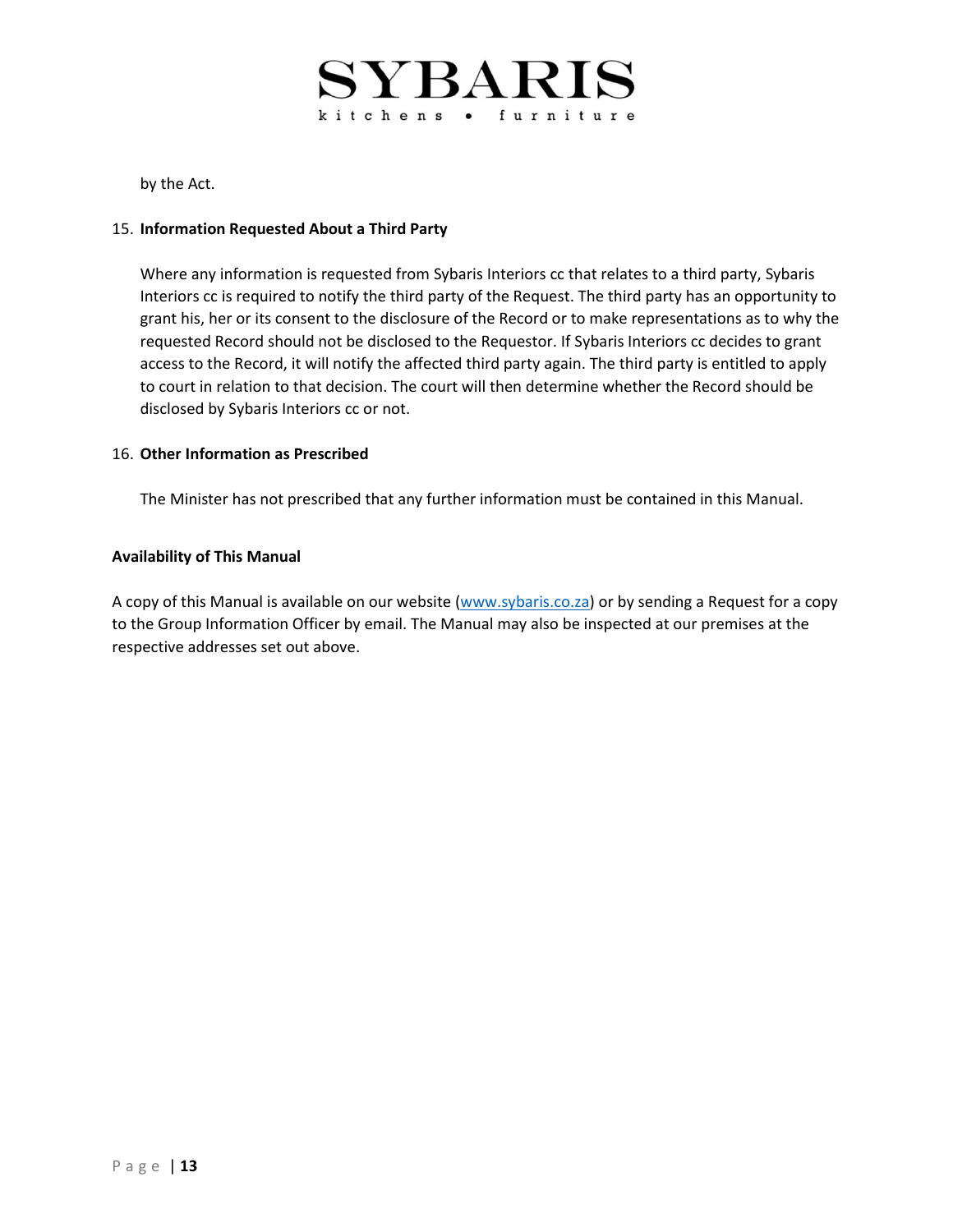by the Act.

15. **Information Requested About a Third Party**

    Where any information is requested from Sybaris Interiors cc that relates to a third party, Sybaris Interiors cc is required to notify the third party of the Request. The third party has an opportunity to grant his, her or its consent to the disclosure of the Record or to make representations as to why the requested Record should not be disclosed to the Requestor. If Sybaris Interiors cc decides to grant access to the Record, it will notify the affected third party again. The third party is entitled to apply to court in relation to that decision. The court will then determine whether the Record should be disclosed by Sybaris Interiors cc or not.

16. **Other Information as Prescribed**

    The Minister has not prescribed that any further information must be contained in this Manual.

**Availability of This Manual**

A copy of this Manual is available on our website (www.sybaris.co.za) or by sending a Request for a copy to the Group Information Officer by email. The Manual may also be inspected at our premises at the respective addresses set out above.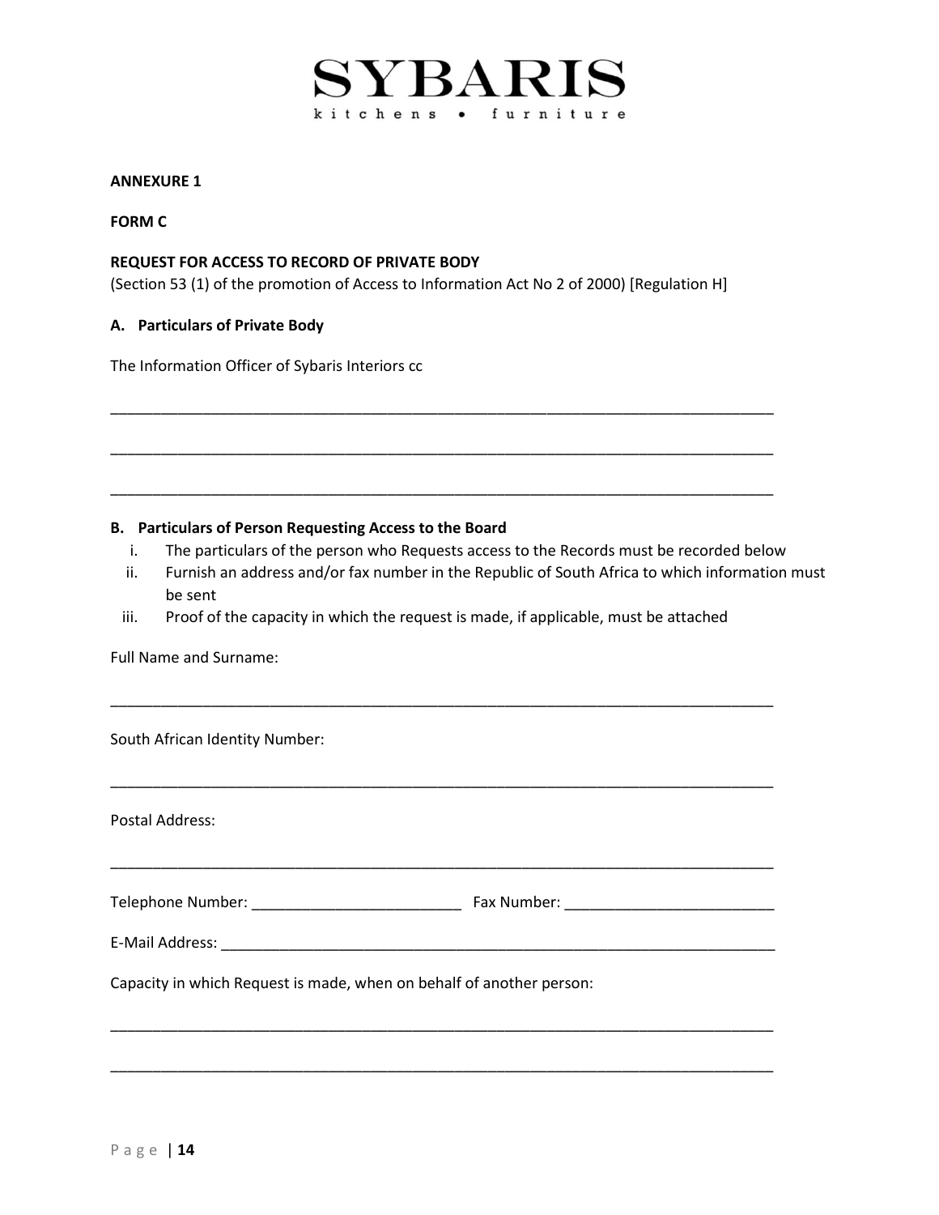# SYBARIS

kitchens • furniture

**ANNEXURE 1**

**FORM C**

**REQUEST FOR ACCESS TO RECORD OF PRIVATE BODY**
(Section 53 (1) of the promotion of Access to Information Act No 2 of 2000) [Regulation H]

**A. Particulars of Private Body**

The Information Officer of Sybaris Interiors cc

_______________________________________________________________________________

_______________________________________________________________________________

_______________________________________________________________________________

**B. Particulars of Person Requesting Access to the Board**

i. The particulars of the person who Requests access to the Records must be recorded below
ii. Furnish an address and/or fax number in the Republic of South Africa to which information must be sent
iii. Proof of the capacity in which the request is made, if applicable, must be attached

Full Name and Surname:

_______________________________________________________________________________

South African Identity Number:

_______________________________________________________________________________

Postal Address:

_______________________________________________________________________________

Telephone Number: _________________________ Fax Number: _________________________

E-Mail Address: _____________________________________________________________________

Capacity in which Request is made, when on behalf of another person:

_______________________________________________________________________________

_______________________________________________________________________________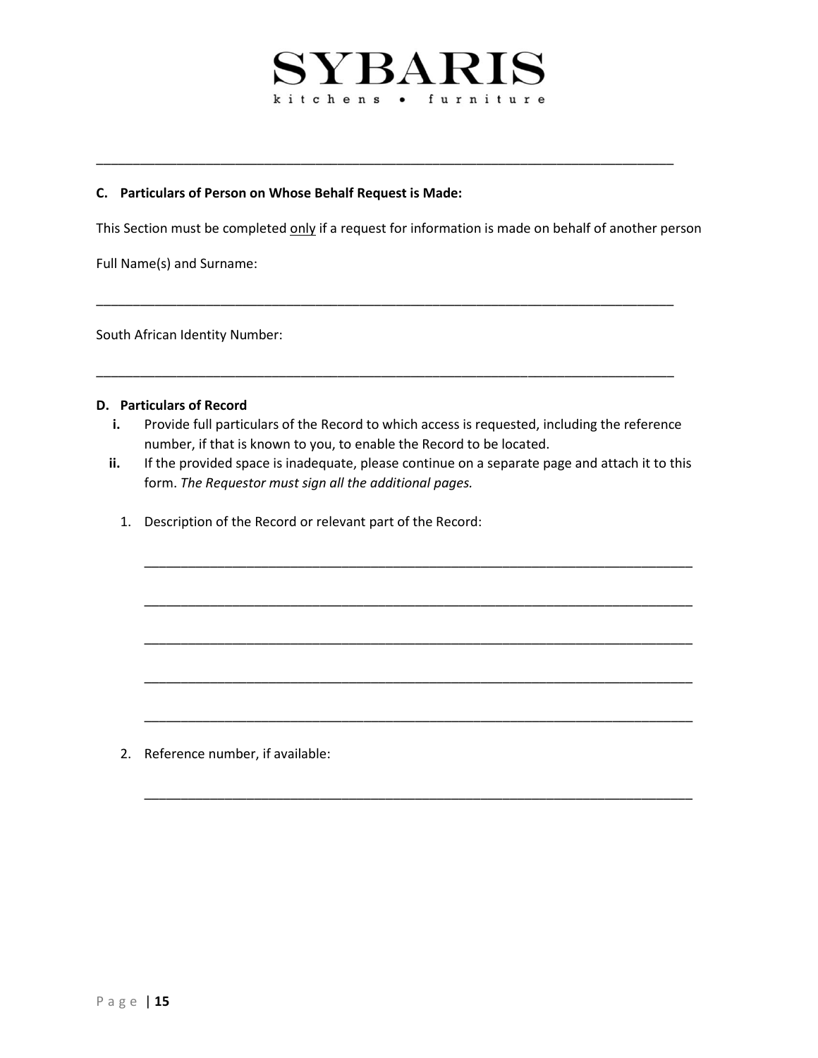SYBARIS

kitchens • furniture

---

**C. Particulars of Person on Whose Behalf Request is Made:**

This Section must be completed <u>only</u> if a request for information is made on behalf of another person

Full Name(s) and Surname:

_______________________________________________________________________________

South African Identity Number:

_______________________________________________________________________________

**D. Particulars of Record**

**i.** Provide full particulars of the Record to which access is requested, including the reference number, if that is known to you, to enable the Record to be located.

**ii.** If the provided space is inadequate, please continue on a separate page and attach it to this form. *The Requestor must sign all the additional pages.*

1. Description of the Record or relevant part of the Record:

   _______________________________________________________________________________

   _______________________________________________________________________________

   _______________________________________________________________________________

   _______________________________________________________________________________

   _______________________________________________________________________________

2. Reference number, if available:

   _______________________________________________________________________________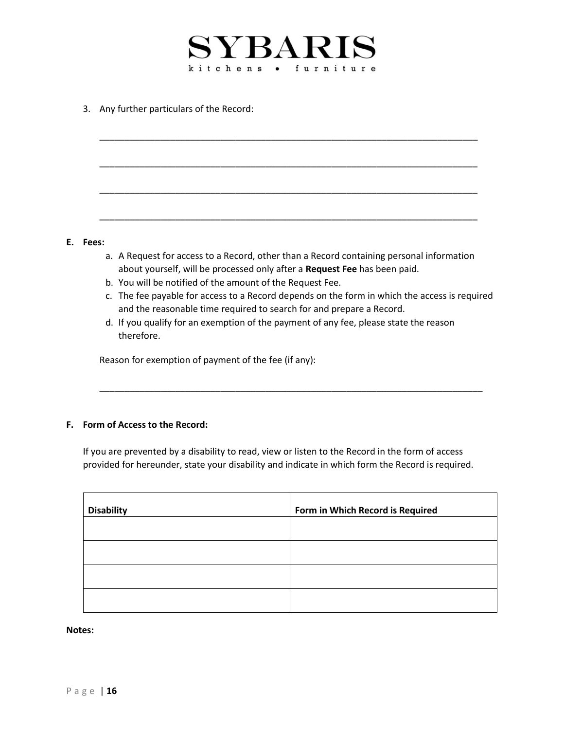3. Any further particulars of the Record:

_______________________________________________________________________________

_______________________________________________________________________________

_______________________________________________________________________________

_______________________________________________________________________________

**E. Fees:**

a. A Request for access to a Record, other than a Record containing personal information about yourself, will be processed only after a **Request Fee** has been paid.
b. You will be notified of the amount of the Request Fee.
c. The fee payable for access to a Record depends on the form in which the access is required and the reasonable time required to search for and prepare a Record.
d. If you qualify for an exemption of the payment of any fee, please state the reason therefore.

Reason for exemption of payment of the fee (if any):

_______________________________________________________________________________

**F. Form of Access to the Record:**

If you are prevented by a disability to read, view or listen to the Record in the form of access provided for hereunder, state your disability and indicate in which form the Record is required.

| Disability | Form in Which Record is Required |
|---|---|
| | |
| | |
| | |
| | |

**Notes:**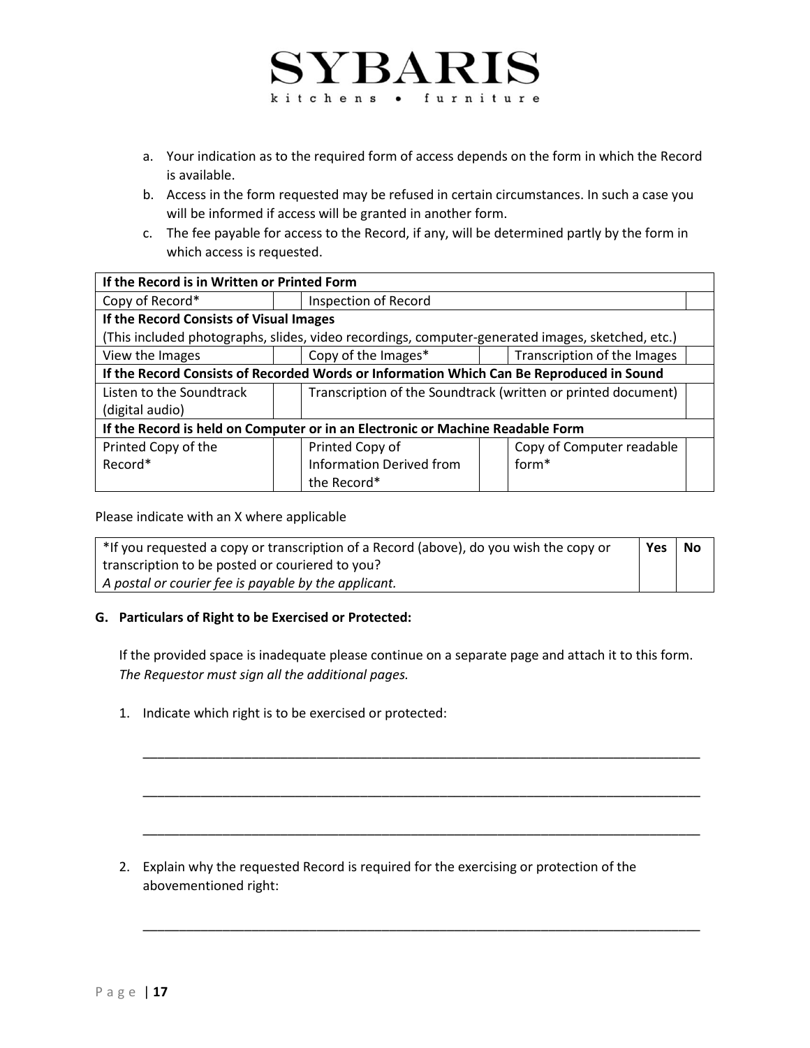a. Your indication as to the required form of access depends on the form in which the Record is available.
b. Access in the form requested may be refused in certain circumstances. In such a case you will be informed if access will be granted in another form.
c. The fee payable for access to the Record, if any, will be determined partly by the form in which access is requested.

| **If the Record is in Written or Printed Form** | | | | | |
|---|---|---|---|---|---|
| Copy of Record* | | Inspection of Record | | | |
| **If the Record Consists of Visual Images** | | | | | |
| (This included photographs, slides, video recordings, computer-generated images, sketched, etc.) | | | | | |
| View the Images | | Copy of the Images* | | Transcription of the Images | |
| **If the Record Consists of Recorded Words or Information Which Can Be Reproduced in Sound** | | | | | |
| Listen to the Soundtrack (digital audio) | | Transcription of the Soundtrack (written or printed document) | | | |
| **If the Record is held on Computer or in an Electronic or Machine Readable Form** | | | | | |
| Printed Copy of the Record* | | Printed Copy of Information Derived from the Record* | | Copy of Computer readable form* | |

Please indicate with an X where applicable

| *If you requested a copy or transcription of a Record (above), do you wish the copy or transcription to be posted or couriered to you? *A postal or courier fee is payable by the applicant.* | **Yes** | **No** |
|---|---|---|

**G. Particulars of Right to be Exercised or Protected:**

If the provided space is inadequate please continue on a separate page and attach it to this form. *The Requestor must sign all the additional pages.*

1. Indicate which right is to be exercised or protected:

   ______________________________________________________________________________

   ______________________________________________________________________________

   ______________________________________________________________________________

2. Explain why the requested Record is required for the exercising or protection of the abovementioned right:

   ______________________________________________________________________________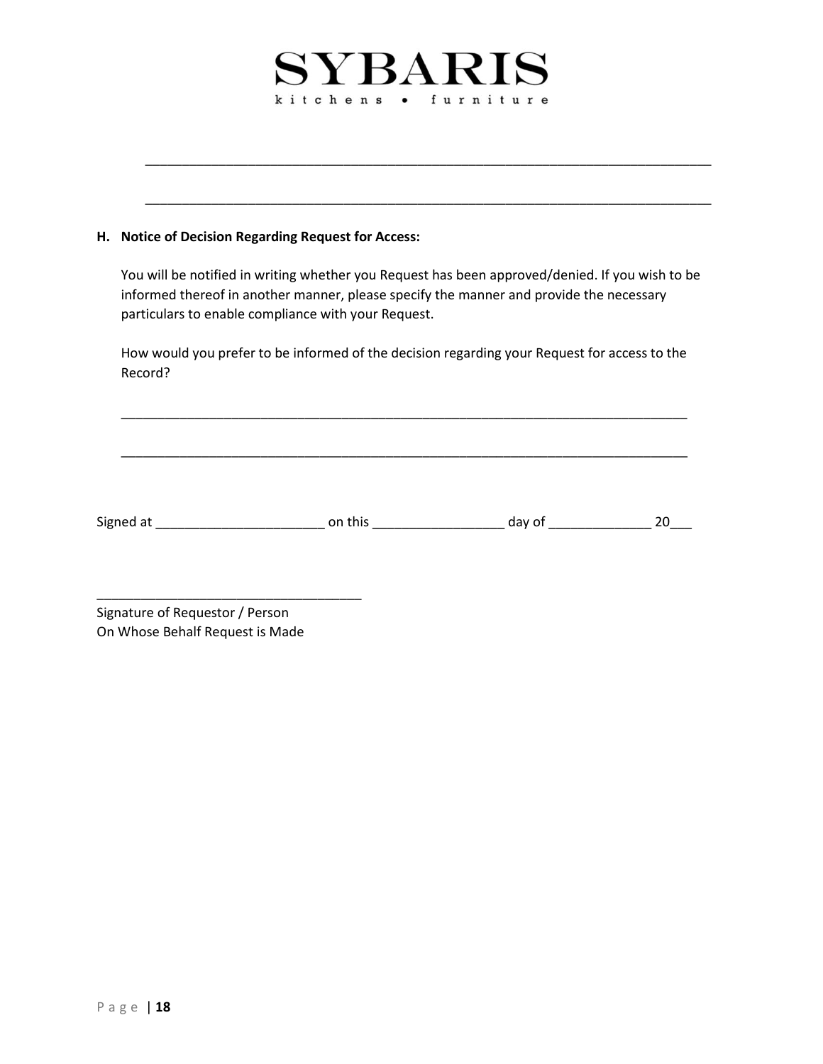______________________________________________________________________________

______________________________________________________________________________

**H. Notice of Decision Regarding Request for Access:**

You will be notified in writing whether you Request has been approved/denied. If you wish to be informed thereof in another manner, please specify the manner and provide the necessary particulars to enable compliance with your Request.

How would you prefer to be informed of the decision regarding your Request for access to the Record?

______________________________________________________________________________

______________________________________________________________________________

Signed at ______________________ on this _________________ day of _____________ 20___

___________________________________
Signature of Requestor / Person
On Whose Behalf Request is Made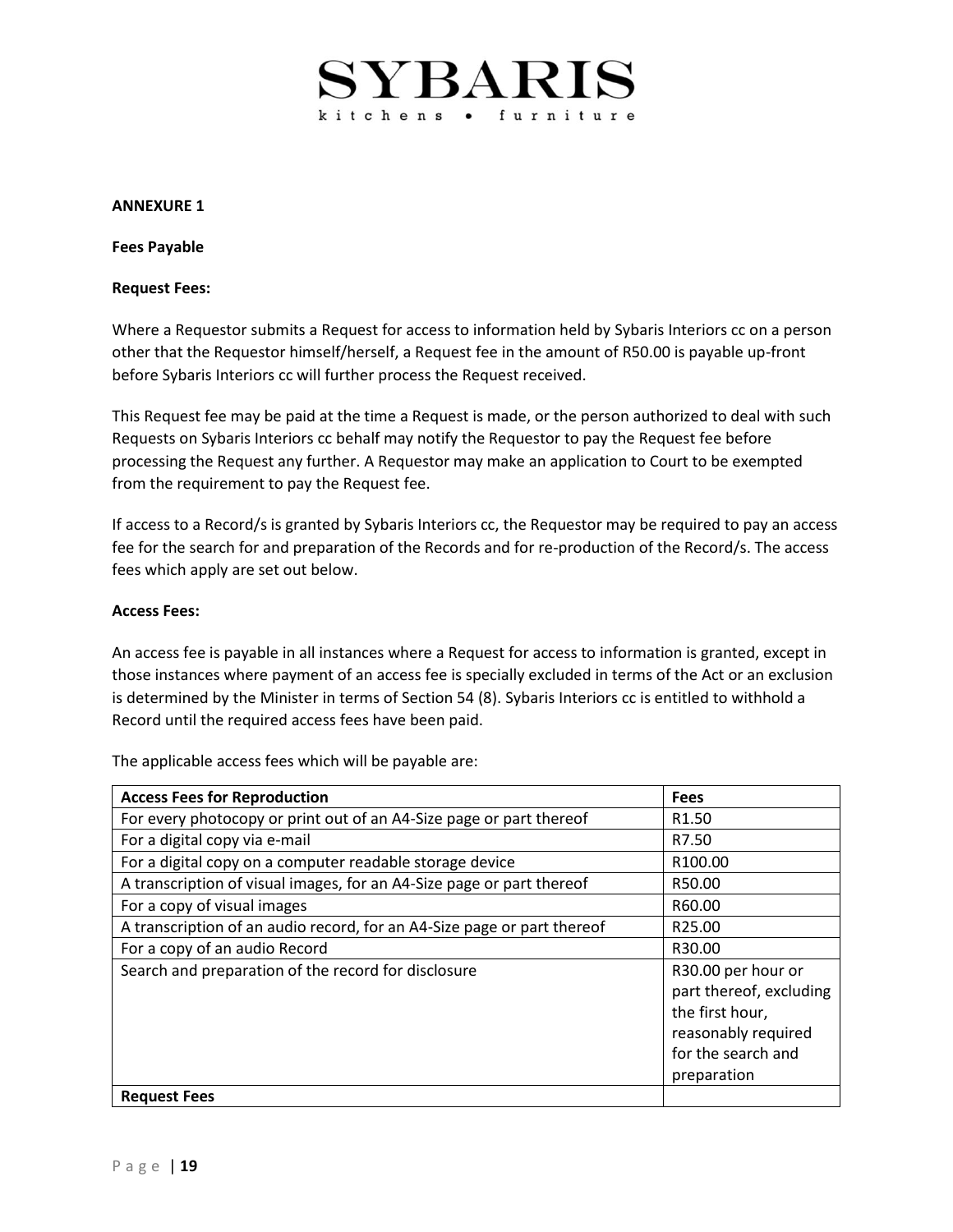**ANNEXURE 1**

**Fees Payable**

**Request Fees:**

Where a Requestor submits a Request for access to information held by Sybaris Interiors cc on a person other that the Requestor himself/herself, a Request fee in the amount of R50.00 is payable up-front before Sybaris Interiors cc will further process the Request received.

This Request fee may be paid at the time a Request is made, or the person authorized to deal with such Requests on Sybaris Interiors cc behalf may notify the Requestor to pay the Request fee before processing the Request any further. A Requestor may make an application to Court to be exempted from the requirement to pay the Request fee.

If access to a Record/s is granted by Sybaris Interiors cc, the Requestor may be required to pay an access fee for the search for and preparation of the Records and for re-production of the Record/s. The access fees which apply are set out below.

**Access Fees:**

An access fee is payable in all instances where a Request for access to information is granted, except in those instances where payment of an access fee is specially excluded in terms of the Act or an exclusion is determined by the Minister in terms of Section 54 (8). Sybaris Interiors cc is entitled to withhold a Record until the required access fees have been paid.

The applicable access fees which will be payable are:

| **Access Fees for Reproduction** | **Fees** |
|---|---|
| For every photocopy or print out of an A4-Size page or part thereof | R1.50 |
| For a digital copy via e-mail | R7.50 |
| For a digital copy on a computer readable storage device | R100.00 |
| A transcription of visual images, for an A4-Size page or part thereof | R50.00 |
| For a copy of visual images | R60.00 |
| A transcription of an audio record, for an A4-Size page or part thereof | R25.00 |
| For a copy of an audio Record | R30.00 |
| Search and preparation of the record for disclosure | R30.00 per hour or part thereof, excluding the first hour, reasonably required for the search and preparation |
| **Request Fees** | |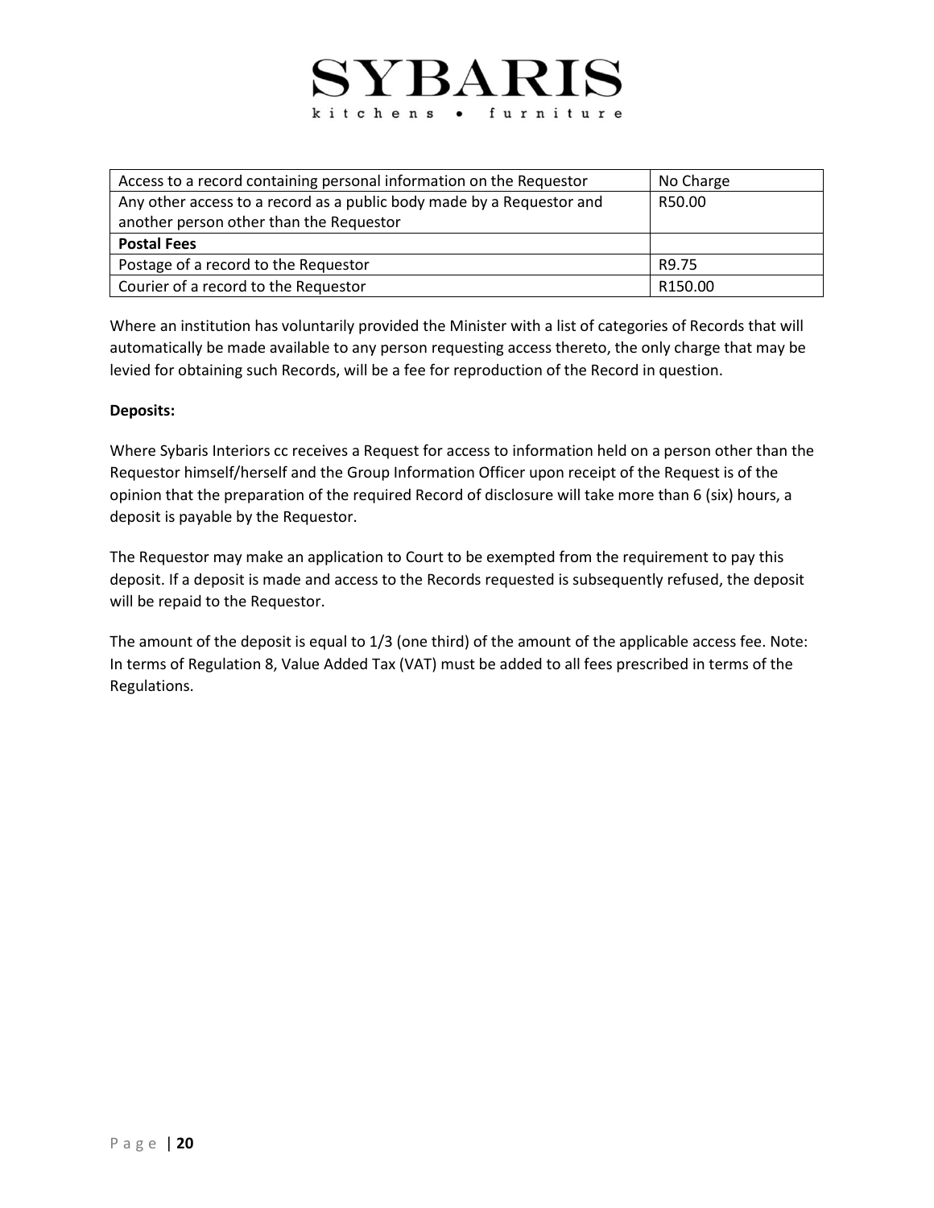| | |
|---|---|
| Access to a record containing personal information on the Requestor | No Charge |
| Any other access to a record as a public body made by a Requestor and another person other than the Requestor | R50.00 |
| **Postal Fees** | |
| Postage of a record to the Requestor | R9.75 |
| Courier of a record to the Requestor | R150.00 |

Where an institution has voluntarily provided the Minister with a list of categories of Records that will automatically be made available to any person requesting access thereto, the only charge that may be levied for obtaining such Records, will be a fee for reproduction of the Record in question.

**Deposits:**

Where Sybaris Interiors cc receives a Request for access to information held on a person other than the Requestor himself/herself and the Group Information Officer upon receipt of the Request is of the opinion that the preparation of the required Record of disclosure will take more than 6 (six) hours, a deposit is payable by the Requestor.

The Requestor may make an application to Court to be exempted from the requirement to pay this deposit. If a deposit is made and access to the Records requested is subsequently refused, the deposit will be repaid to the Requestor.

The amount of the deposit is equal to 1/3 (one third) of the amount of the applicable access fee. Note: In terms of Regulation 8, Value Added Tax (VAT) must be added to all fees prescribed in terms of the Regulations.